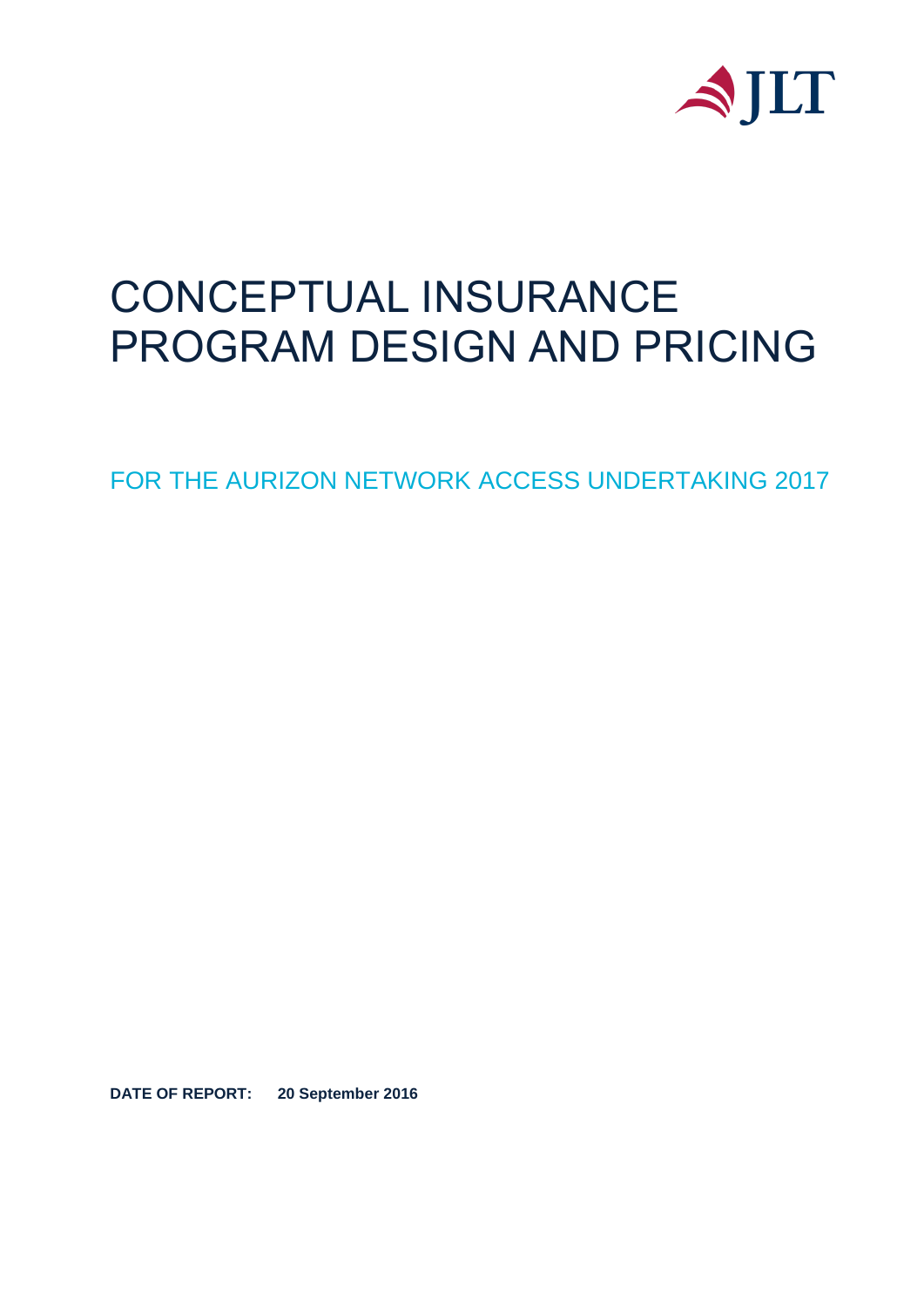# CONCEPTUAL INSURANCE PROGRAM DESIGN AND PRICING

## FOR THE AURIZON NETWORK ACCESS UNDERTAKING 2017

**DATE OF REPORT: 20 September 2016**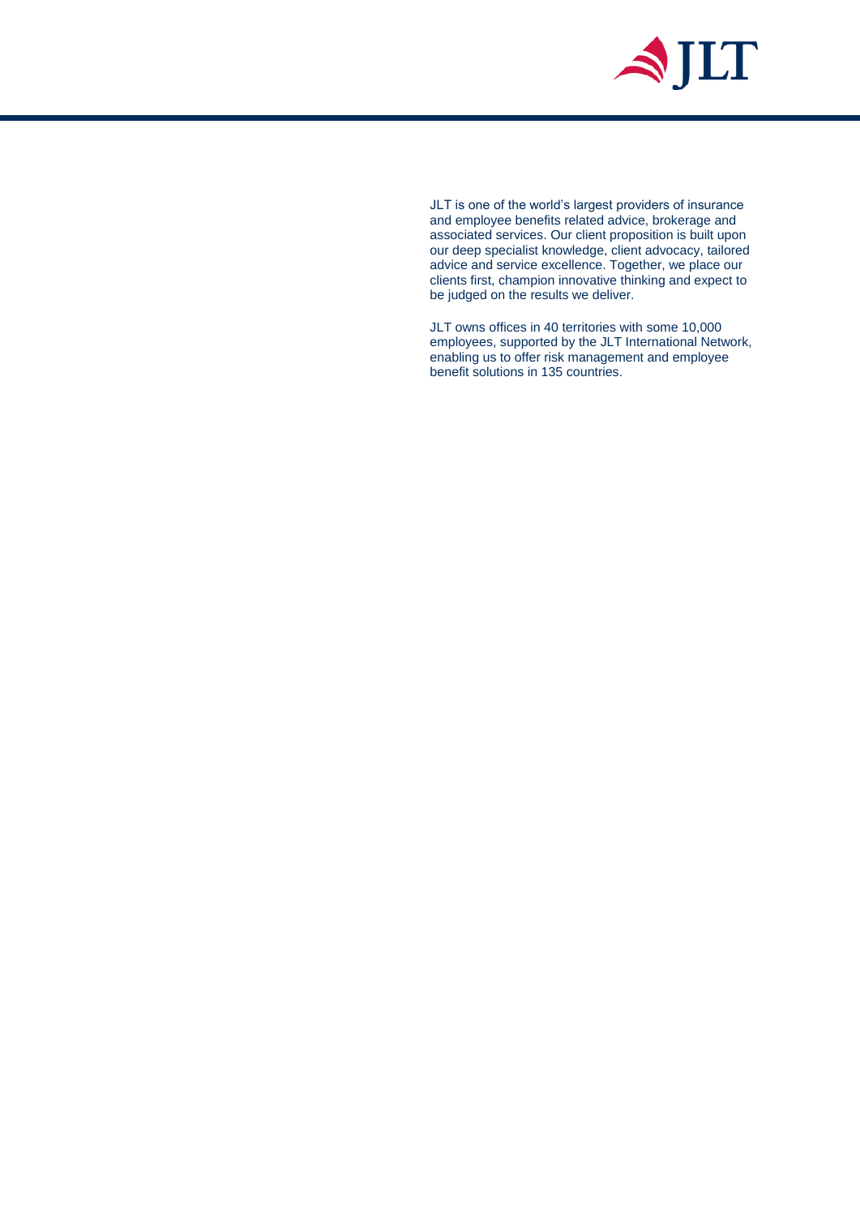JLT is one of the world's largest providers of insurance and employee benefits related advice, brokerage and associated services. Our client proposition is built upon our deep specialist knowledge, client advocacy, tailored advice and service excellence. Together, we place our clients first, champion innovative thinking and expect to be judged on the results we deliver.

JLT owns offices in 40 territories with some 10,000 employees, supported by the JLT International Network, enabling us to offer risk management and employee benefit solutions in 135 countries.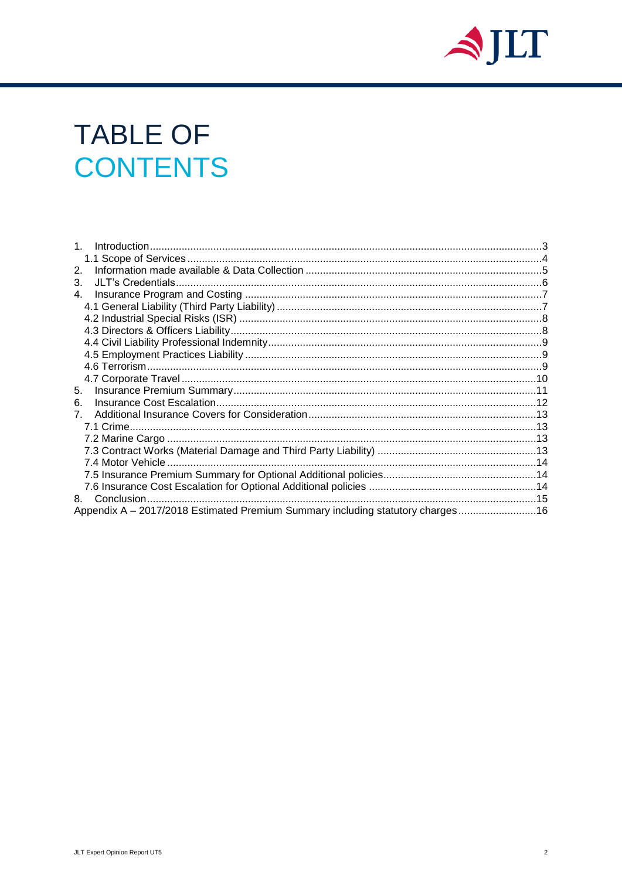# TABLE OF CONTENTS

1. Introduction ... 3
   - 1.1 Scope of Services ... 4
2. Information made available & Data Collection ... 5
3. JLT's Credentials ... 6
4. Insurance Program and Costing ... 7
   - 4.1 General Liability (Third Party Liability) ... 7
   - 4.2 Industrial Special Risks (ISR) ... 8
   - 4.3 Directors & Officers Liability ... 8
   - 4.4 Civil Liability Professional Indemnity ... 9
   - 4.5 Employment Practices Liability ... 9
   - 4.6 Terrorism ... 9
   - 4.7 Corporate Travel ... 10
5. Insurance Premium Summary ... 11
6. Insurance Cost Escalation ... 12
7. Additional Insurance Covers for Consideration ... 13
   - 7.1 Crime ... 13
   - 7.2 Marine Cargo ... 13
   - 7.3 Contract Works (Material Damage and Third Party Liability) ... 13
   - 7.4 Motor Vehicle ... 14
   - 7.5 Insurance Premium Summary for Optional Additional policies ... 14
   - 7.6 Insurance Cost Escalation for Optional Additional policies ... 14
8. Conclusion ... 15

Appendix A – 2017/2018 Estimated Premium Summary including statutory charges ... 16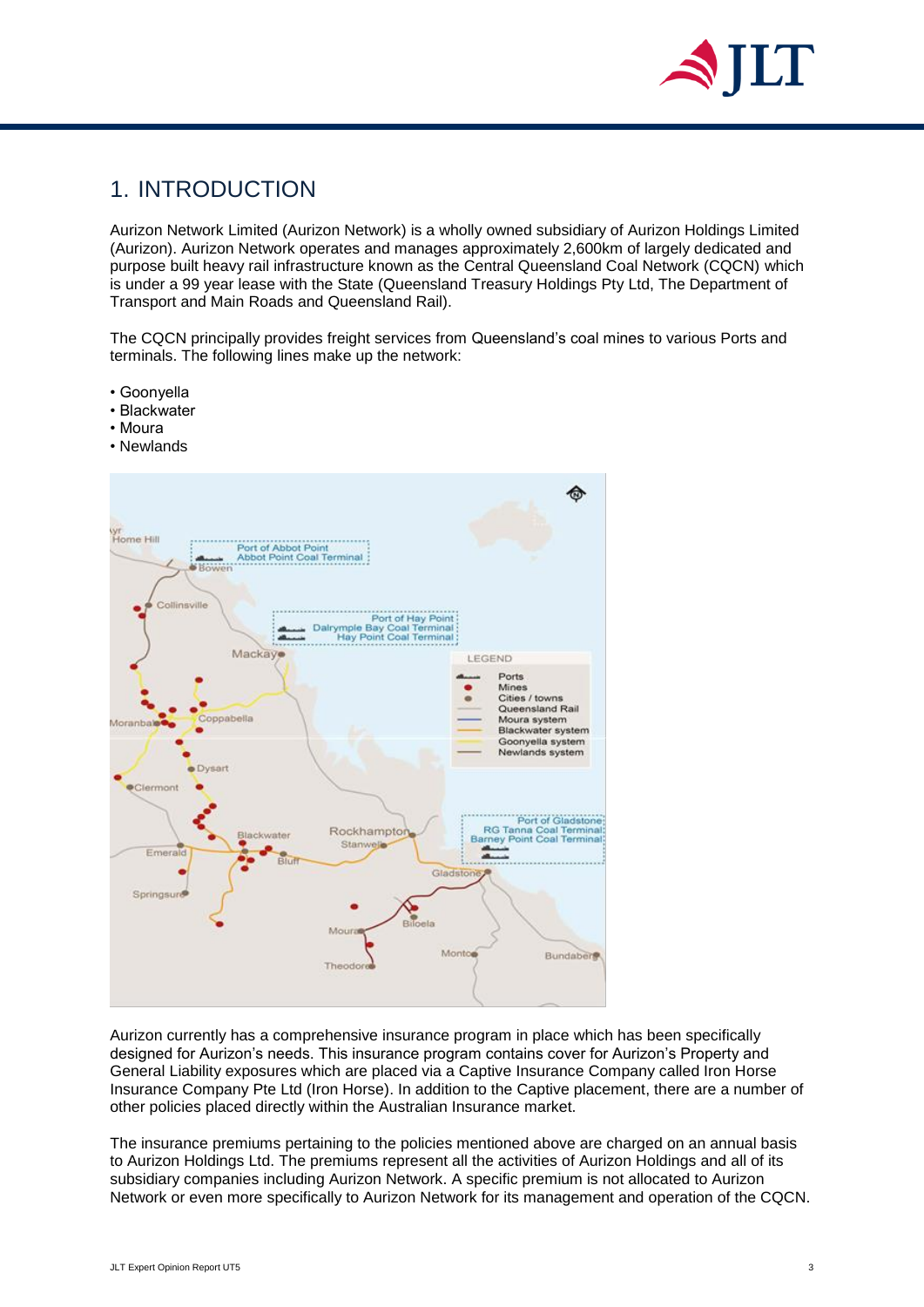# 1. INTRODUCTION

Aurizon Network Limited (Aurizon Network) is a wholly owned subsidiary of Aurizon Holdings Limited (Aurizon). Aurizon Network operates and manages approximately 2,600km of largely dedicated and purpose built heavy rail infrastructure known as the Central Queensland Coal Network (CQCN) which is under a 99 year lease with the State (Queensland Treasury Holdings Pty Ltd, The Department of Transport and Main Roads and Queensland Rail).

The CQCN principally provides freight services from Queensland's coal mines to various Ports and terminals. The following lines make up the network:

- Goonyella
- Blackwater
- Moura
- Newlands

Aurizon currently has a comprehensive insurance program in place which has been specifically designed for Aurizon's needs. This insurance program contains cover for Aurizon's Property and General Liability exposures which are placed via a Captive Insurance Company called Iron Horse Insurance Company Pte Ltd (Iron Horse). In addition to the Captive placement, there are a number of other policies placed directly within the Australian Insurance market.

The insurance premiums pertaining to the policies mentioned above are charged on an annual basis to Aurizon Holdings Ltd. The premiums represent all the activities of Aurizon Holdings and all of its subsidiary companies including Aurizon Network. A specific premium is not allocated to Aurizon Network or even more specifically to Aurizon Network for its management and operation of the CQCN.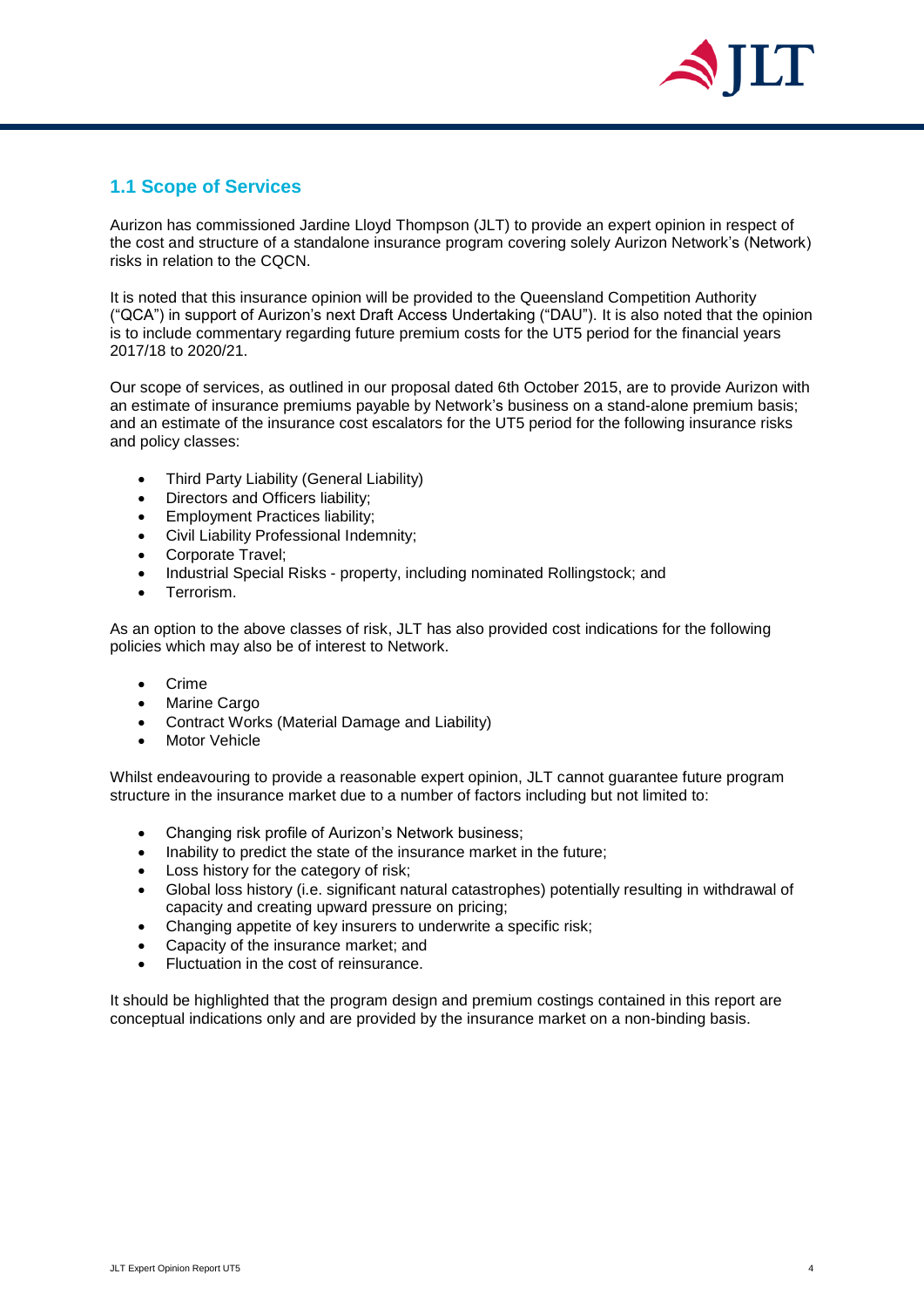## 1.1 Scope of Services

Aurizon has commissioned Jardine Lloyd Thompson (JLT) to provide an expert opinion in respect of the cost and structure of a standalone insurance program covering solely Aurizon Network's (Network) risks in relation to the CQCN.

It is noted that this insurance opinion will be provided to the Queensland Competition Authority ("QCA") in support of Aurizon's next Draft Access Undertaking ("DAU"). It is also noted that the opinion is to include commentary regarding future premium costs for the UT5 period for the financial years 2017/18 to 2020/21.

Our scope of services, as outlined in our proposal dated 6th October 2015, are to provide Aurizon with an estimate of insurance premiums payable by Network's business on a stand-alone premium basis; and an estimate of the insurance cost escalators for the UT5 period for the following insurance risks and policy classes:

- Third Party Liability (General Liability)
- Directors and Officers liability;
- Employment Practices liability;
- Civil Liability Professional Indemnity;
- Corporate Travel;
- Industrial Special Risks - property, including nominated Rollingstock; and
- Terrorism.

As an option to the above classes of risk, JLT has also provided cost indications for the following policies which may also be of interest to Network.

- Crime
- Marine Cargo
- Contract Works (Material Damage and Liability)
- Motor Vehicle

Whilst endeavouring to provide a reasonable expert opinion, JLT cannot guarantee future program structure in the insurance market due to a number of factors including but not limited to:

- Changing risk profile of Aurizon's Network business;
- Inability to predict the state of the insurance market in the future;
- Loss history for the category of risk;
- Global loss history (i.e. significant natural catastrophes) potentially resulting in withdrawal of capacity and creating upward pressure on pricing;
- Changing appetite of key insurers to underwrite a specific risk;
- Capacity of the insurance market; and
- Fluctuation in the cost of reinsurance.

It should be highlighted that the program design and premium costings contained in this report are conceptual indications only and are provided by the insurance market on a non-binding basis.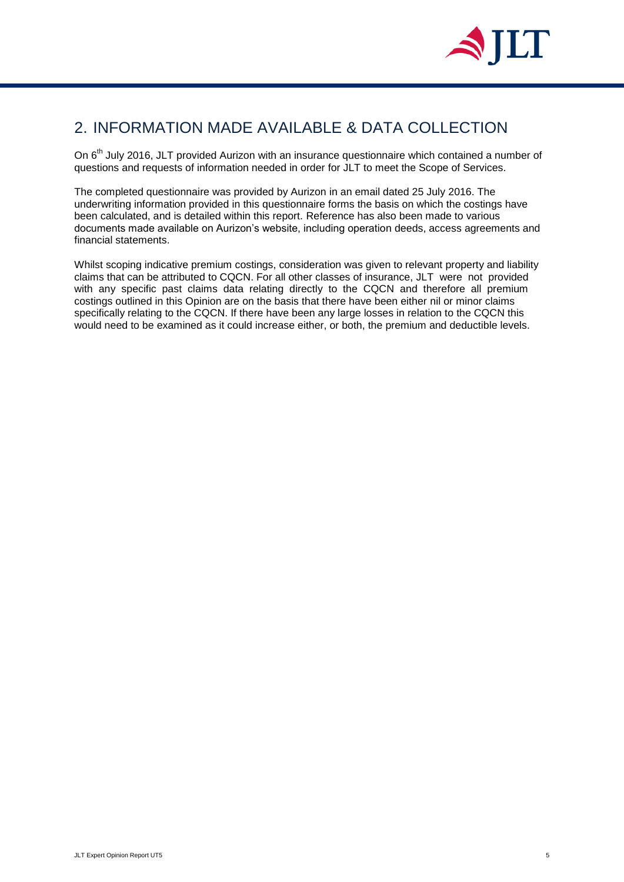## 2. INFORMATION MADE AVAILABLE & DATA COLLECTION

On 6th July 2016, JLT provided Aurizon with an insurance questionnaire which contained a number of questions and requests of information needed in order for JLT to meet the Scope of Services.

The completed questionnaire was provided by Aurizon in an email dated 25 July 2016. The underwriting information provided in this questionnaire forms the basis on which the costings have been calculated, and is detailed within this report. Reference has also been made to various documents made available on Aurizon's website, including operation deeds, access agreements and financial statements.

Whilst scoping indicative premium costings, consideration was given to relevant property and liability claims that can be attributed to CQCN. For all other classes of insurance, JLT were not provided with any specific past claims data relating directly to the CQCN and therefore all premium costings outlined in this Opinion are on the basis that there have been either nil or minor claims specifically relating to the CQCN. If there have been any large losses in relation to the CQCN this would need to be examined as it could increase either, or both, the premium and deductible levels.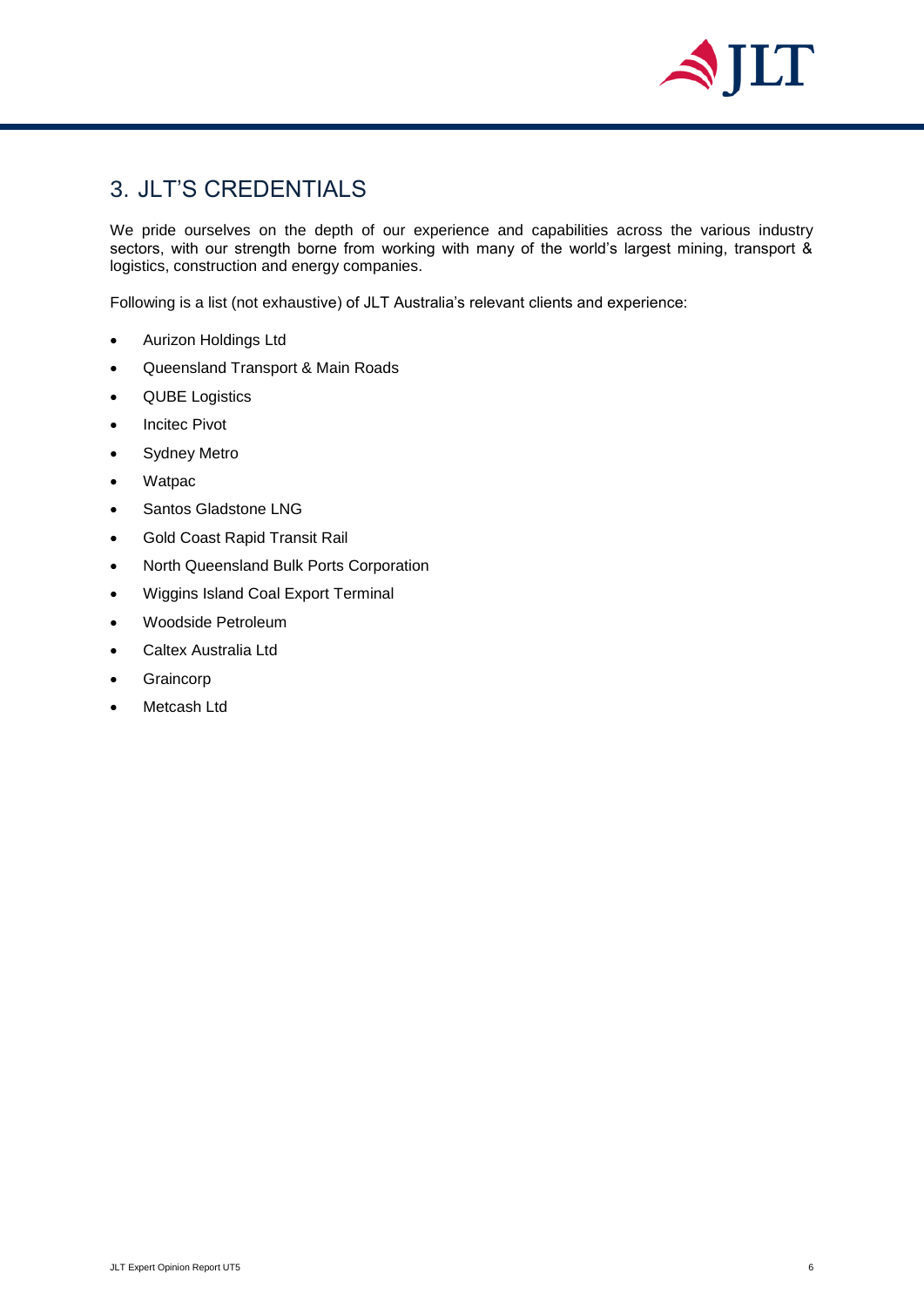## 3. JLT'S CREDENTIALS

We pride ourselves on the depth of our experience and capabilities across the various industry sectors, with our strength borne from working with many of the world's largest mining, transport & logistics, construction and energy companies.

Following is a list (not exhaustive) of JLT Australia's relevant clients and experience:

- Aurizon Holdings Ltd
- Queensland Transport & Main Roads
- QUBE Logistics
- Incitec Pivot
- Sydney Metro
- Watpac
- Santos Gladstone LNG
- Gold Coast Rapid Transit Rail
- North Queensland Bulk Ports Corporation
- Wiggins Island Coal Export Terminal
- Woodside Petroleum
- Caltex Australia Ltd
- Graincorp
- Metcash Ltd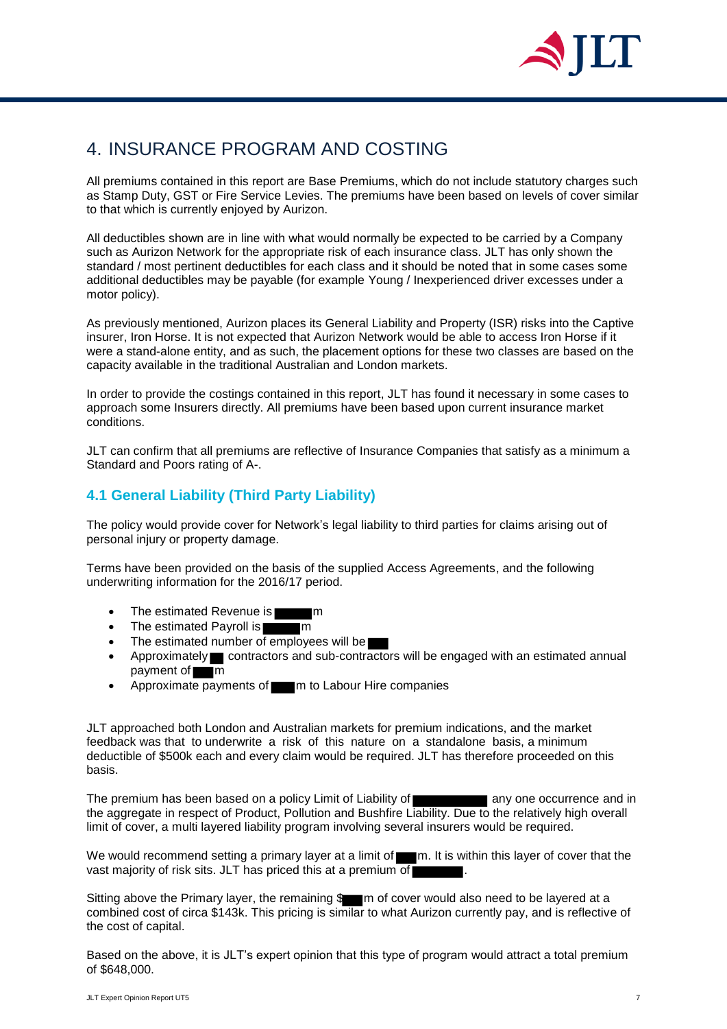# 4. INSURANCE PROGRAM AND COSTING

All premiums contained in this report are Base Premiums, which do not include statutory charges such as Stamp Duty, GST or Fire Service Levies. The premiums have been based on levels of cover similar to that which is currently enjoyed by Aurizon.

All deductibles shown are in line with what would normally be expected to be carried by a Company such as Aurizon Network for the appropriate risk of each insurance class. JLT has only shown the standard / most pertinent deductibles for each class and it should be noted that in some cases some additional deductibles may be payable (for example Young / Inexperienced driver excesses under a motor policy).

As previously mentioned, Aurizon places its General Liability and Property (ISR) risks into the Captive insurer, Iron Horse. It is not expected that Aurizon Network would be able to access Iron Horse if it were a stand-alone entity, and as such, the placement options for these two classes are based on the capacity available in the traditional Australian and London markets.

In order to provide the costings contained in this report, JLT has found it necessary in some cases to approach some Insurers directly. All premiums have been based upon current insurance market conditions.

JLT can confirm that all premiums are reflective of Insurance Companies that satisfy as a minimum a Standard and Poors rating of A-.

## 4.1 General Liability (Third Party Liability)

The policy would provide cover for Network's legal liability to third parties for claims arising out of personal injury or property damage.

Terms have been provided on the basis of the supplied Access Agreements, and the following underwriting information for the 2016/17 period.

- The estimated Revenue is ███m
- The estimated Payroll is ███m
- The estimated number of employees will be ███
- Approximately ███ contractors and sub-contractors will be engaged with an estimated annual payment of ███m
- Approximate payments of ███m to Labour Hire companies

JLT approached both London and Australian markets for premium indications, and the market feedback was that to underwrite a risk of this nature on a standalone basis, a minimum deductible of $500k each and every claim would be required. JLT has therefore proceeded on this basis.

The premium has been based on a policy Limit of Liability of ███ any one occurrence and in the aggregate in respect of Product, Pollution and Bushfire Liability. Due to the relatively high overall limit of cover, a multi layered liability program involving several insurers would be required.

We would recommend setting a primary layer at a limit of ███m. It is within this layer of cover that the vast majority of risk sits. JLT has priced this at a premium of ███.

Sitting above the Primary layer, the remaining $███m of cover would also need to be layered at a combined cost of circa $143k. This pricing is similar to what Aurizon currently pay, and is reflective of the cost of capital.

Based on the above, it is JLT's expert opinion that this type of program would attract a total premium of $648,000.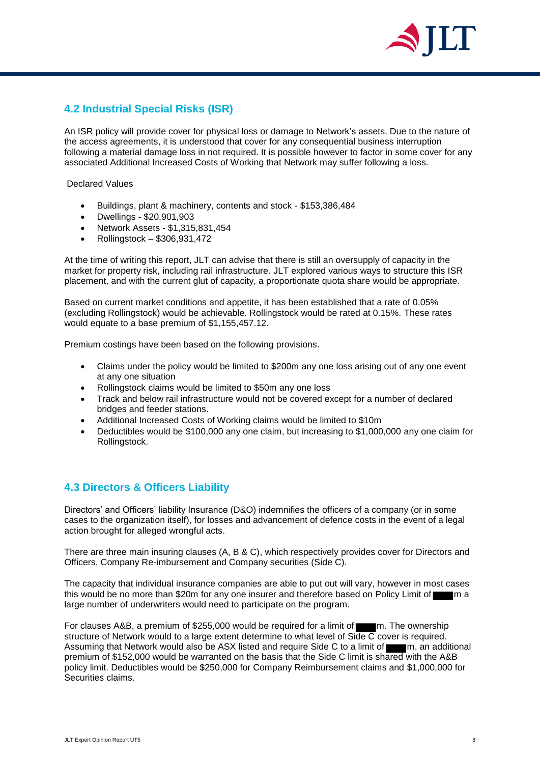## 4.2 Industrial Special Risks (ISR)

An ISR policy will provide cover for physical loss or damage to Network's assets. Due to the nature of the access agreements, it is understood that cover for any consequential business interruption following a material damage loss in not required. It is possible however to factor in some cover for any associated Additional Increased Costs of Working that Network may suffer following a loss.

Declared Values

- Buildings, plant & machinery, contents and stock - $153,386,484
- Dwellings - $20,901,903
- Network Assets - $1,315,831,454
- Rollingstock – $306,931,472

At the time of writing this report, JLT can advise that there is still an oversupply of capacity in the market for property risk, including rail infrastructure. JLT explored various ways to structure this ISR placement, and with the current glut of capacity, a proportionate quota share would be appropriate.

Based on current market conditions and appetite, it has been established that a rate of 0.05% (excluding Rollingstock) would be achievable. Rollingstock would be rated at 0.15%. These rates would equate to a base premium of $1,155,457.12.

Premium costings have been based on the following provisions.

- Claims under the policy would be limited to $200m any one loss arising out of any one event at any one situation
- Rollingstock claims would be limited to $50m any one loss
- Track and below rail infrastructure would not be covered except for a number of declared bridges and feeder stations.
- Additional Increased Costs of Working claims would be limited to $10m
- Deductibles would be $100,000 any one claim, but increasing to $1,000,000 any one claim for Rollingstock.

## 4.3 Directors & Officers Liability

Directors' and Officers' liability Insurance (D&O) indemnifies the officers of a company (or in some cases to the organization itself), for losses and advancement of defence costs in the event of a legal action brought for alleged wrongful acts.

There are three main insuring clauses (A, B & C), which respectively provides cover for Directors and Officers, Company Re-imbursement and Company securities (Side C).

The capacity that individual insurance companies are able to put out will vary, however in most cases this would be no more than $20m for any one insurer and therefore based on Policy Limit of ████m a large number of underwriters would need to participate on the program.

For clauses A&B, a premium of $255,000 would be required for a limit of ████m. The ownership structure of Network would to a large extent determine to what level of Side C cover is required. Assuming that Network would also be ASX listed and require Side C to a limit of ████m, an additional premium of $152,000 would be warranted on the basis that the Side C limit is shared with the A&B policy limit. Deductibles would be $250,000 for Company Reimbursement claims and $1,000,000 for Securities claims.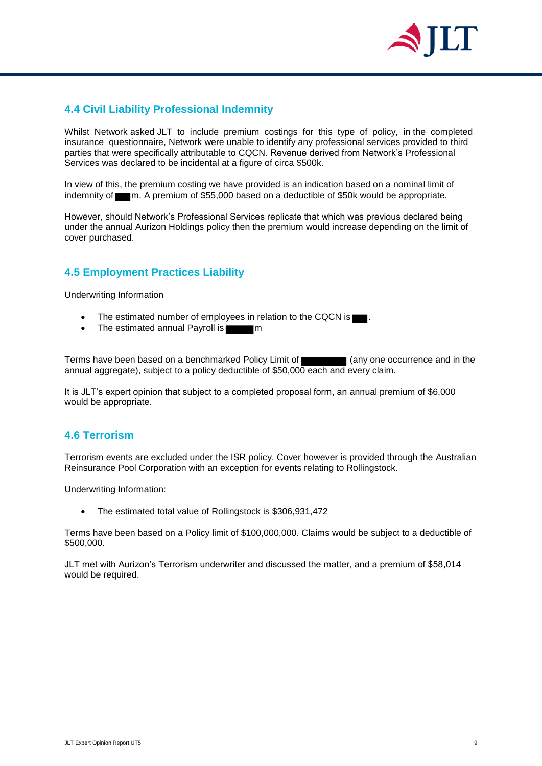## 4.4 Civil Liability Professional Indemnity

Whilst Network asked JLT to include premium costings for this type of policy, in the completed insurance questionnaire, Network were unable to identify any professional services provided to third parties that were specifically attributable to CQCN. Revenue derived from Network's Professional Services was declared to be incidental at a figure of circa $500k.

In view of this, the premium costing we have provided is an indication based on a nominal limit of indemnity of ███m. A premium of $55,000 based on a deductible of $50k would be appropriate.

However, should Network's Professional Services replicate that which was previous declared being under the annual Aurizon Holdings policy then the premium would increase depending on the limit of cover purchased.

## 4.5 Employment Practices Liability

Underwriting Information

- The estimated number of employees in relation to the CQCN is ███.
- The estimated annual Payroll is █████m

Terms have been based on a benchmarked Policy Limit of ████████ (any one occurrence and in the annual aggregate), subject to a policy deductible of $50,000 each and every claim.

It is JLT's expert opinion that subject to a completed proposal form, an annual premium of $6,000 would be appropriate.

## 4.6 Terrorism

Terrorism events are excluded under the ISR policy. Cover however is provided through the Australian Reinsurance Pool Corporation with an exception for events relating to Rollingstock.

Underwriting Information:

- The estimated total value of Rollingstock is $306,931,472

Terms have been based on a Policy limit of $100,000,000. Claims would be subject to a deductible of $500,000.

JLT met with Aurizon's Terrorism underwriter and discussed the matter, and a premium of $58,014 would be required.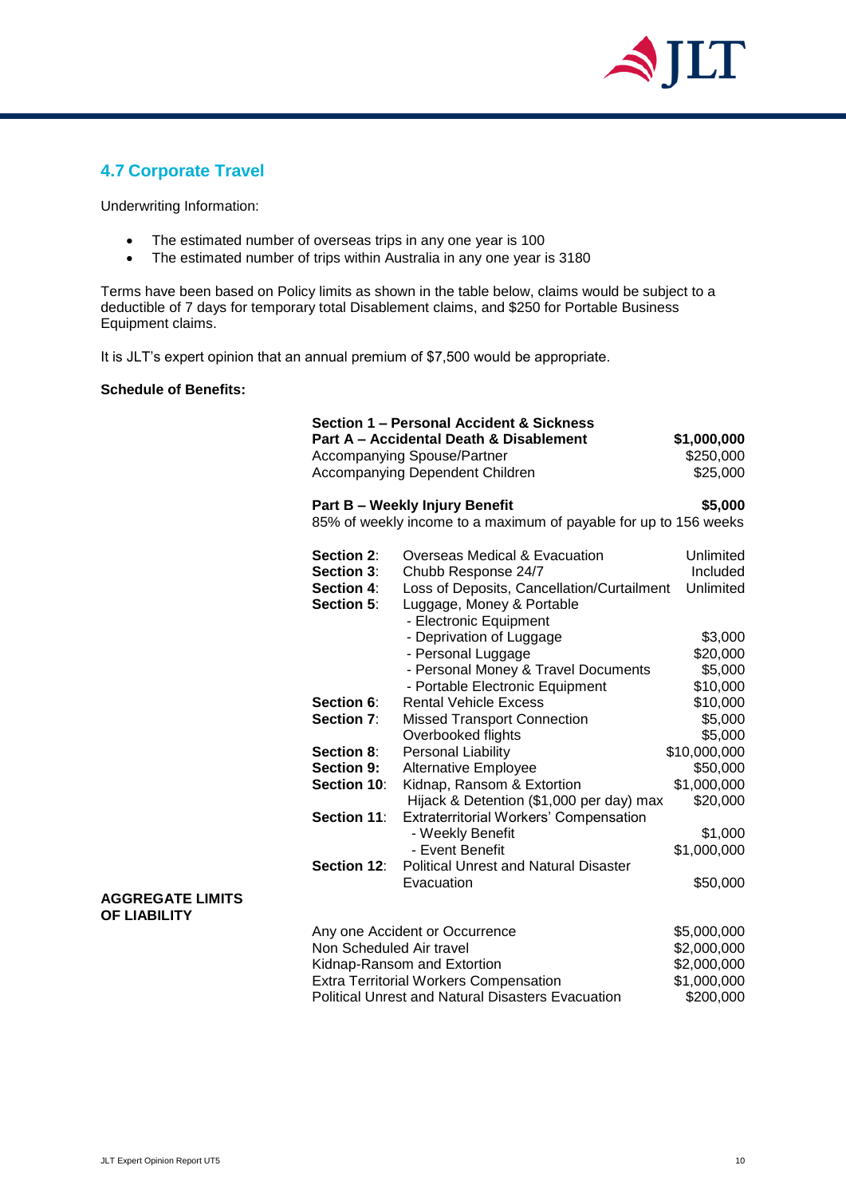## 4.7 Corporate Travel

Underwriting Information:

- The estimated number of overseas trips in any one year is 100
- The estimated number of trips within Australia in any one year is 3180

Terms have been based on Policy limits as shown in the table below, claims would be subject to a deductible of 7 days for temporary total Disablement claims, and $250 for Portable Business Equipment claims.

It is JLT's expert opinion that an annual premium of $7,500 would be appropriate.

**Schedule of Benefits:**

**Section 1 – Personal Accident & Sickness**

| | |
|---|---|
| **Part A – Accidental Death & Disablement** | **$1,000,000** |
| Accompanying Spouse/Partner | $250,000 |
| Accompanying Dependent Children | $25,000 |
| **Part B – Weekly Injury Benefit** | **$5,000** |
| 85% of weekly income to a maximum of payable for up to 156 weeks | |

| | | |
|---|---|---|
| **Section 2**: | Overseas Medical & Evacuation | Unlimited |
| **Section 3**: | Chubb Response 24/7 | Included |
| **Section 4**: | Loss of Deposits, Cancellation/Curtailment | Unlimited |
| **Section 5**: | Luggage, Money & Portable - Electronic Equipment | |
| | - Deprivation of Luggage | $3,000 |
| | - Personal Luggage | $20,000 |
| | - Personal Money & Travel Documents | $5,000 |
| | - Portable Electronic Equipment | $10,000 |
| **Section 6**: | Rental Vehicle Excess | $10,000 |
| **Section 7**: | Missed Transport Connection | $5,000 |
| | Overbooked flights | $5,000 |
| **Section 8**: | Personal Liability | $10,000,000 |
| **Section 9:** | Alternative Employee | $50,000 |
| **Section 10**: | Kidnap, Ransom & Extortion | $1,000,000 |
| | Hijack & Detention ($1,000 per day) max | $20,000 |
| **Section 11**: | Extraterritorial Workers' Compensation | |
| | - Weekly Benefit | $1,000 |
| | - Event Benefit | $1,000,000 |
| **Section 12**: | Political Unrest and Natural Disaster Evacuation | $50,000 |

**AGGREGATE LIMITS OF LIABILITY**

| | |
|---|---|
| Any one Accident or Occurrence | $5,000,000 |
| Non Scheduled Air travel | $2,000,000 |
| Kidnap-Ransom and Extortion | $2,000,000 |
| Extra Territorial Workers Compensation | $1,000,000 |
| Political Unrest and Natural Disasters Evacuation | $200,000 |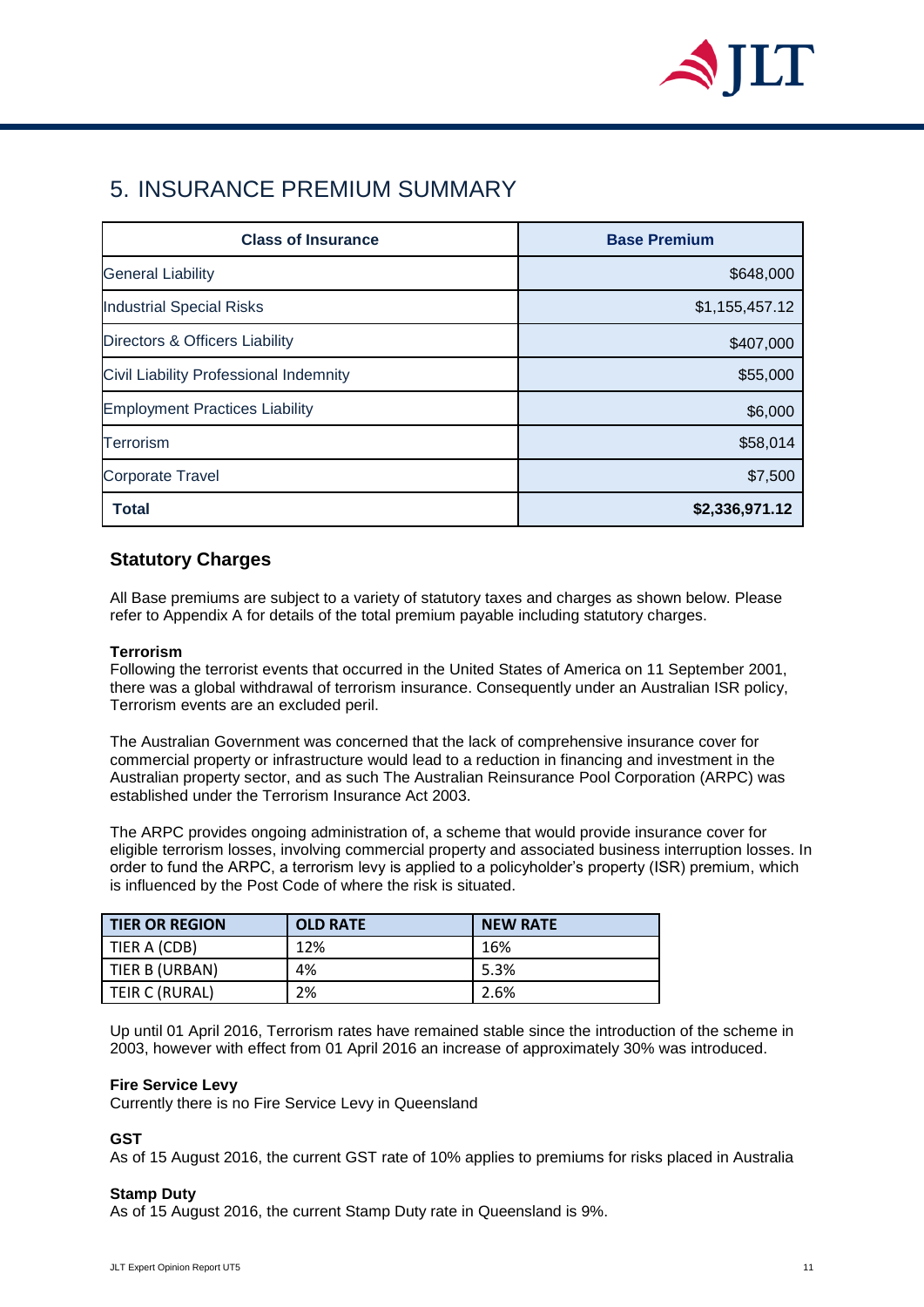# 5. INSURANCE PREMIUM SUMMARY

| Class of Insurance | Base Premium |
|---|---|
| General Liability | $648,000 |
| Industrial Special Risks | $1,155,457.12 |
| Directors & Officers Liability | $407,000 |
| Civil Liability Professional Indemnity | $55,000 |
| Employment Practices Liability | $6,000 |
| Terrorism | $58,014 |
| Corporate Travel | $7,500 |
| **Total** | **$2,336,971.12** |

## Statutory Charges

All Base premiums are subject to a variety of statutory taxes and charges as shown below. Please refer to Appendix A for details of the total premium payable including statutory charges.

**Terrorism**
Following the terrorist events that occurred in the United States of America on 11 September 2001, there was a global withdrawal of terrorism insurance. Consequently under an Australian ISR policy, Terrorism events are an excluded peril.

The Australian Government was concerned that the lack of comprehensive insurance cover for commercial property or infrastructure would lead to a reduction in financing and investment in the Australian property sector, and as such The Australian Reinsurance Pool Corporation (ARPC) was established under the Terrorism Insurance Act 2003.

The ARPC provides ongoing administration of, a scheme that would provide insurance cover for eligible terrorism losses, involving commercial property and associated business interruption losses. In order to fund the ARPC, a terrorism levy is applied to a policyholder's property (ISR) premium, which is influenced by the Post Code of where the risk is situated.

| TIER OR REGION | OLD RATE | NEW RATE |
|---|---|---|
| TIER A (CDB) | 12% | 16% |
| TIER B (URBAN) | 4% | 5.3% |
| TEIR C (RURAL) | 2% | 2.6% |

Up until 01 April 2016, Terrorism rates have remained stable since the introduction of the scheme in 2003, however with effect from 01 April 2016 an increase of approximately 30% was introduced.

**Fire Service Levy**
Currently there is no Fire Service Levy in Queensland

**GST**
As of 15 August 2016, the current GST rate of 10% applies to premiums for risks placed in Australia

**Stamp Duty**
As of 15 August 2016, the current Stamp Duty rate in Queensland is 9%.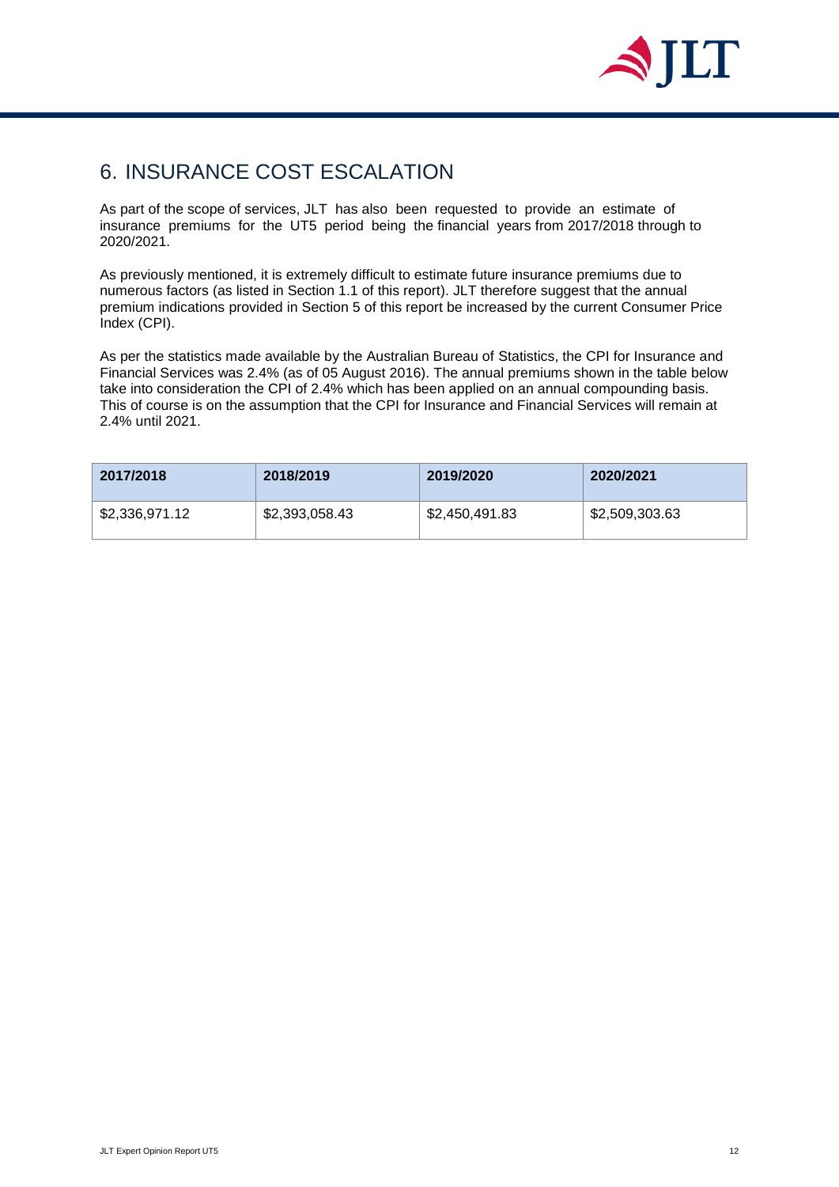# 6. INSURANCE COST ESCALATION

As part of the scope of services, JLT has also been requested to provide an estimate of insurance premiums for the UT5 period being the financial years from 2017/2018 through to 2020/2021.

As previously mentioned, it is extremely difficult to estimate future insurance premiums due to numerous factors (as listed in Section 1.1 of this report). JLT therefore suggest that the annual premium indications provided in Section 5 of this report be increased by the current Consumer Price Index (CPI).

As per the statistics made available by the Australian Bureau of Statistics, the CPI for Insurance and Financial Services was 2.4% (as of 05 August 2016). The annual premiums shown in the table below take into consideration the CPI of 2.4% which has been applied on an annual compounding basis. This of course is on the assumption that the CPI for Insurance and Financial Services will remain at 2.4% until 2021.

| 2017/2018 | 2018/2019 | 2019/2020 | 2020/2021 |
|---|---|---|---|
| $2,336,971.12 | $2,393,058.43 | $2,450,491.83 | $2,509,303.63 |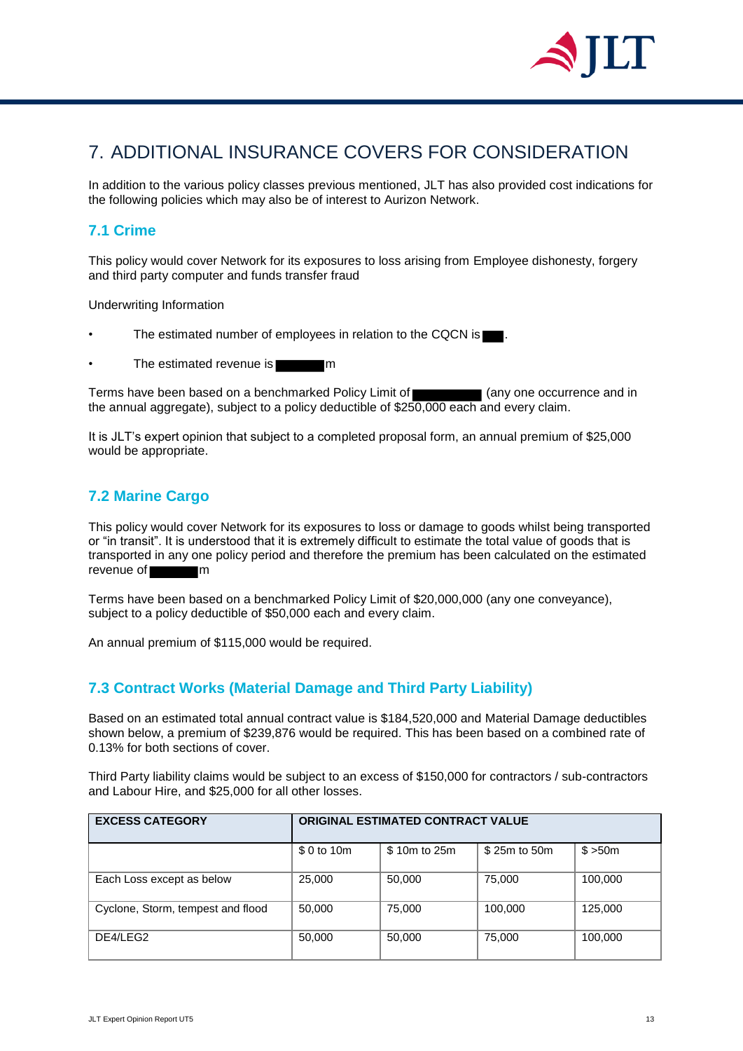# 7. ADDITIONAL INSURANCE COVERS FOR CONSIDERATION

In addition to the various policy classes previous mentioned, JLT has also provided cost indications for the following policies which may also be of interest to Aurizon Network.

## 7.1 Crime

This policy would cover Network for its exposures to loss arising from Employee dishonesty, forgery and third party computer and funds transfer fraud

Underwriting Information

- The estimated number of employees in relation to the CQCN is ███.
- The estimated revenue is ███████m

Terms have been based on a benchmarked Policy Limit of ██████████ (any one occurrence and in the annual aggregate), subject to a policy deductible of $250,000 each and every claim.

It is JLT's expert opinion that subject to a completed proposal form, an annual premium of $25,000 would be appropriate.

## 7.2 Marine Cargo

This policy would cover Network for its exposures to loss or damage to goods whilst being transported or "in transit". It is understood that it is extremely difficult to estimate the total value of goods that is transported in any one policy period and therefore the premium has been calculated on the estimated revenue of ███████m

Terms have been based on a benchmarked Policy Limit of $20,000,000 (any one conveyance), subject to a policy deductible of $50,000 each and every claim.

An annual premium of $115,000 would be required.

## 7.3 Contract Works (Material Damage and Third Party Liability)

Based on an estimated total annual contract value is $184,520,000 and Material Damage deductibles shown below, a premium of $239,876 would be required. This has been based on a combined rate of 0.13% for both sections of cover.

Third Party liability claims would be subject to an excess of $150,000 for contractors / sub-contractors and Labour Hire, and $25,000 for all other losses.

| EXCESS CATEGORY | ORIGINAL ESTIMATED CONTRACT VALUE | | | |
|---|---|---|---|---|
| | $ 0 to 10m | $ 10m to 25m | $ 25m to 50m | $ >50m |
| Each Loss except as below | 25,000 | 50,000 | 75,000 | 100,000 |
| Cyclone, Storm, tempest and flood | 50,000 | 75,000 | 100,000 | 125,000 |
| DE4/LEG2 | 50,000 | 50,000 | 75,000 | 100,000 |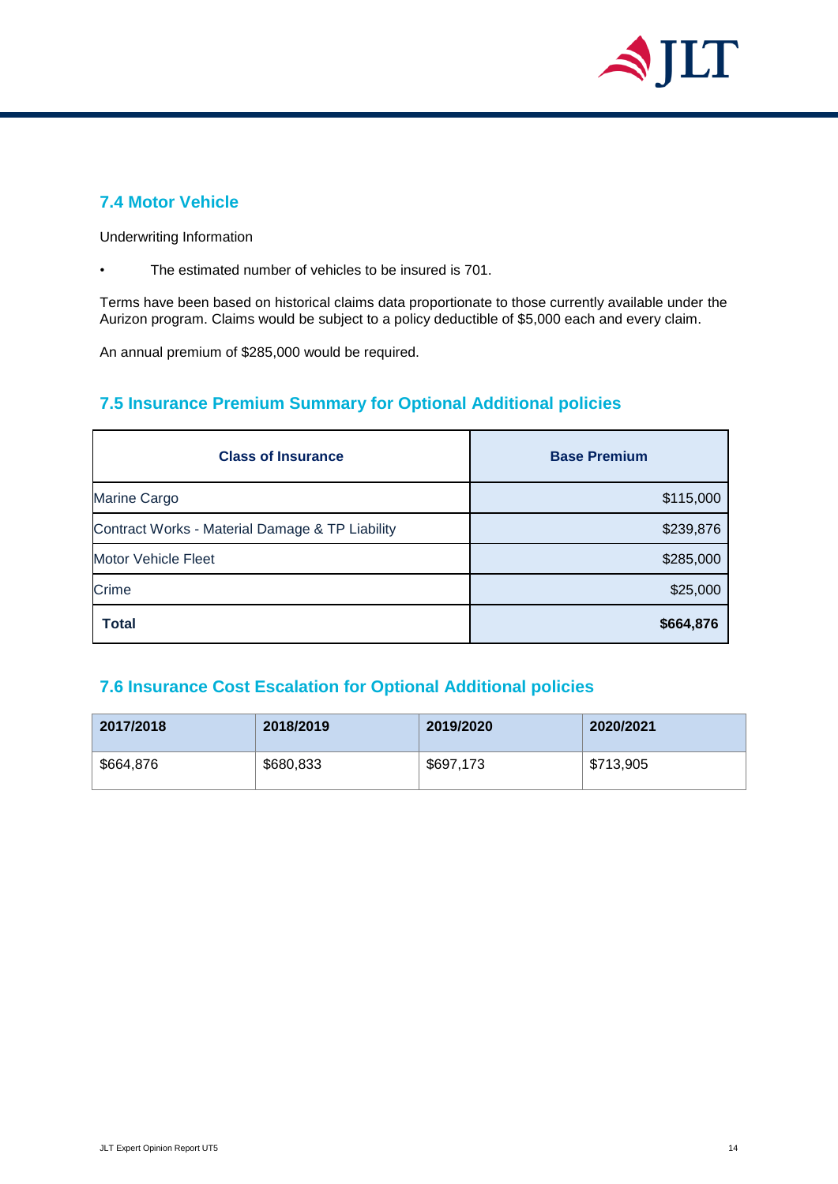### 7.4 Motor Vehicle

Underwriting Information

- The estimated number of vehicles to be insured is 701.

Terms have been based on historical claims data proportionate to those currently available under the Aurizon program. Claims would be subject to a policy deductible of $5,000 each and every claim.

An annual premium of $285,000 would be required.

### 7.5 Insurance Premium Summary for Optional Additional policies

| Class of Insurance | Base Premium |
| --- | --- |
| Marine Cargo | $115,000 |
| Contract Works - Material Damage & TP Liability | $239,876 |
| Motor Vehicle Fleet | $285,000 |
| Crime | $25,000 |
| **Total** | **$664,876** |

### 7.6 Insurance Cost Escalation for Optional Additional policies

| 2017/2018 | 2018/2019 | 2019/2020 | 2020/2021 |
| --- | --- | --- | --- |
| $664,876 | $680,833 | $697,173 | $713,905 |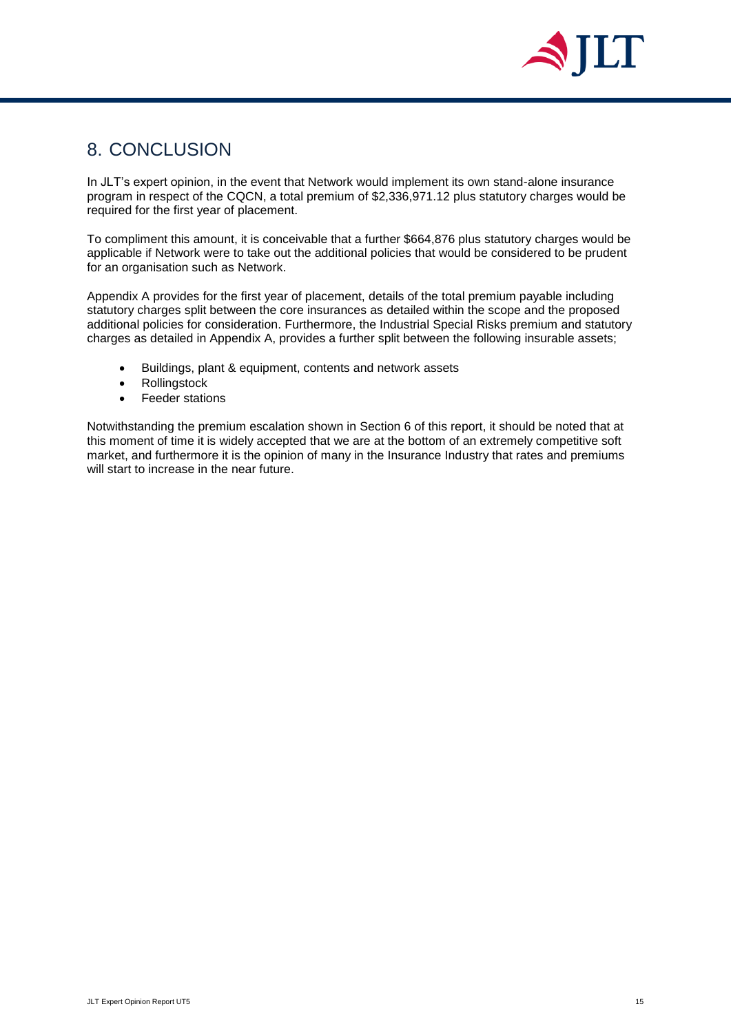# 8. CONCLUSION

In JLT's expert opinion, in the event that Network would implement its own stand-alone insurance program in respect of the CQCN, a total premium of $2,336,971.12 plus statutory charges would be required for the first year of placement.

To compliment this amount, it is conceivable that a further $664,876 plus statutory charges would be applicable if Network were to take out the additional policies that would be considered to be prudent for an organisation such as Network.

Appendix A provides for the first year of placement, details of the total premium payable including statutory charges split between the core insurances as detailed within the scope and the proposed additional policies for consideration. Furthermore, the Industrial Special Risks premium and statutory charges as detailed in Appendix A, provides a further split between the following insurable assets;

- Buildings, plant & equipment, contents and network assets
- Rollingstock
- Feeder stations

Notwithstanding the premium escalation shown in Section 6 of this report, it should be noted that at this moment of time it is widely accepted that we are at the bottom of an extremely competitive soft market, and furthermore it is the opinion of many in the Insurance Industry that rates and premiums will start to increase in the near future.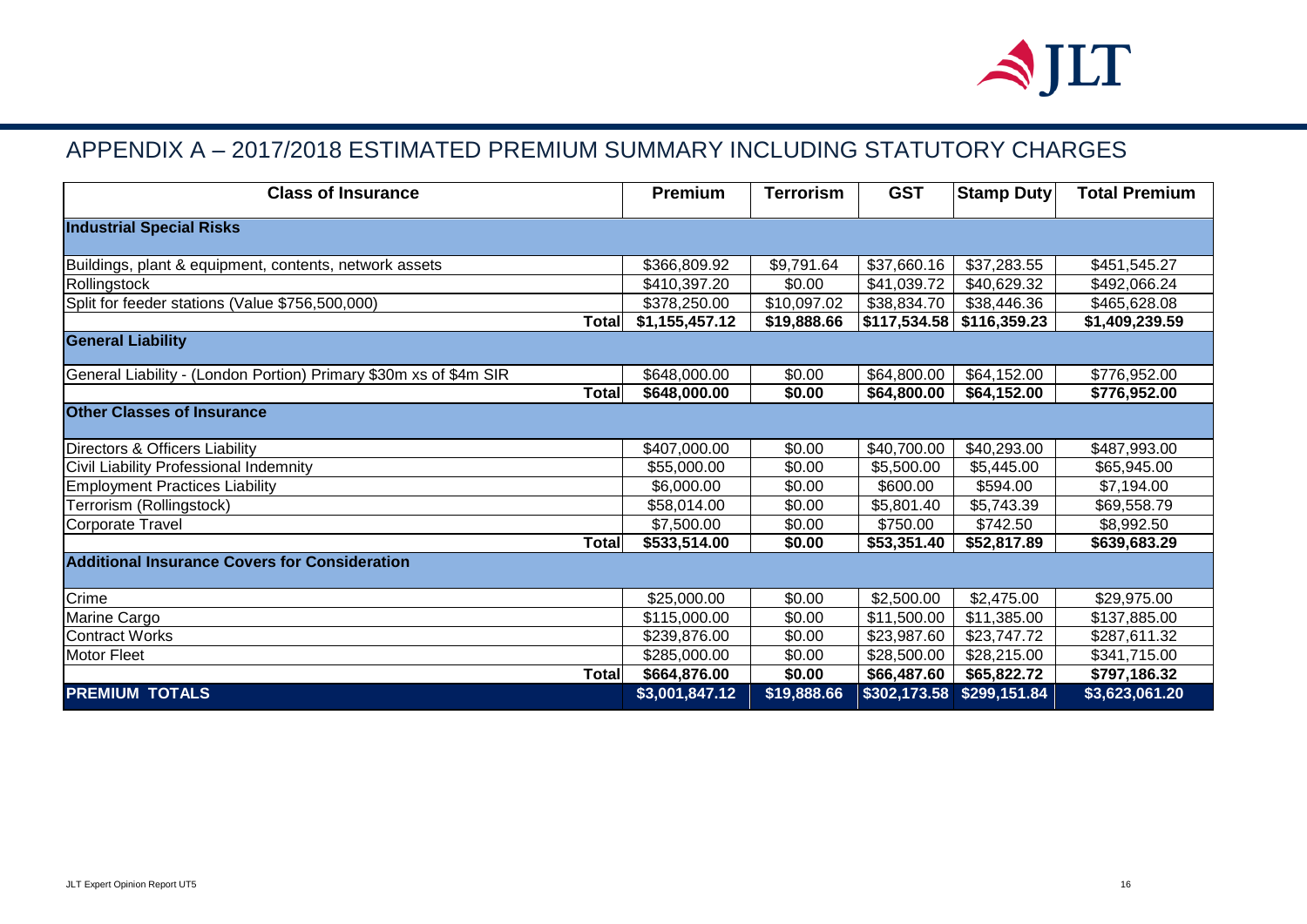## APPENDIX A – 2017/2018 ESTIMATED PREMIUM SUMMARY INCLUDING STATUTORY CHARGES

| Class of Insurance | Premium | Terrorism | GST | Stamp Duty | Total Premium |
|---|---|---|---|---|---|
| **Industrial Special Risks** | | | | | |
| Buildings, plant & equipment, contents, network assets | $366,809.92 | $9,791.64 | $37,660.16 | $37,283.55 | $451,545.27 |
| Rollingstock | $410,397.20 | $0.00 | $41,039.72 | $40,629.32 | $492,066.24 |
| Split for feeder stations (Value $756,500,000) | $378,250.00 | $10,097.02 | $38,834.70 | $38,446.36 | $465,628.08 |
| **Total** | **$1,155,457.12** | **$19,888.66** | **$117,534.58** | **$116,359.23** | **$1,409,239.59** |
| **General Liability** | | | | | |
| General Liability - (London Portion) Primary $30m xs of $4m SIR | $648,000.00 | $0.00 | $64,800.00 | $64,152.00 | $776,952.00 |
| **Total** | **$648,000.00** | **$0.00** | **$64,800.00** | **$64,152.00** | **$776,952.00** |
| **Other Classes of Insurance** | | | | | |
| Directors & Officers Liability | $407,000.00 | $0.00 | $40,700.00 | $40,293.00 | $487,993.00 |
| Civil Liability Professional Indemnity | $55,000.00 | $0.00 | $5,500.00 | $5,445.00 | $65,945.00 |
| Employment Practices Liability | $6,000.00 | $0.00 | $600.00 | $594.00 | $7,194.00 |
| Terrorism (Rollingstock) | $58,014.00 | $0.00 | $5,801.40 | $5,743.39 | $69,558.79 |
| Corporate Travel | $7,500.00 | $0.00 | $750.00 | $742.50 | $8,992.50 |
| **Total** | **$533,514.00** | **$0.00** | **$53,351.40** | **$52,817.89** | **$639,683.29** |
| **Additional Insurance Covers for Consideration** | | | | | |
| Crime | $25,000.00 | $0.00 | $2,500.00 | $2,475.00 | $29,975.00 |
| Marine Cargo | $115,000.00 | $0.00 | $11,500.00 | $11,385.00 | $137,885.00 |
| Contract Works | $239,876.00 | $0.00 | $23,987.60 | $23,747.72 | $287,611.32 |
| Motor Fleet | $285,000.00 | $0.00 | $28,500.00 | $28,215.00 | $341,715.00 |
| **Total** | **$664,876.00** | **$0.00** | **$66,487.60** | **$65,822.72** | **$797,186.32** |
| **PREMIUM TOTALS** | **$3,001,847.12** | **$19,888.66** | **$302,173.58** | **$299,151.84** | **$3,623,061.20** |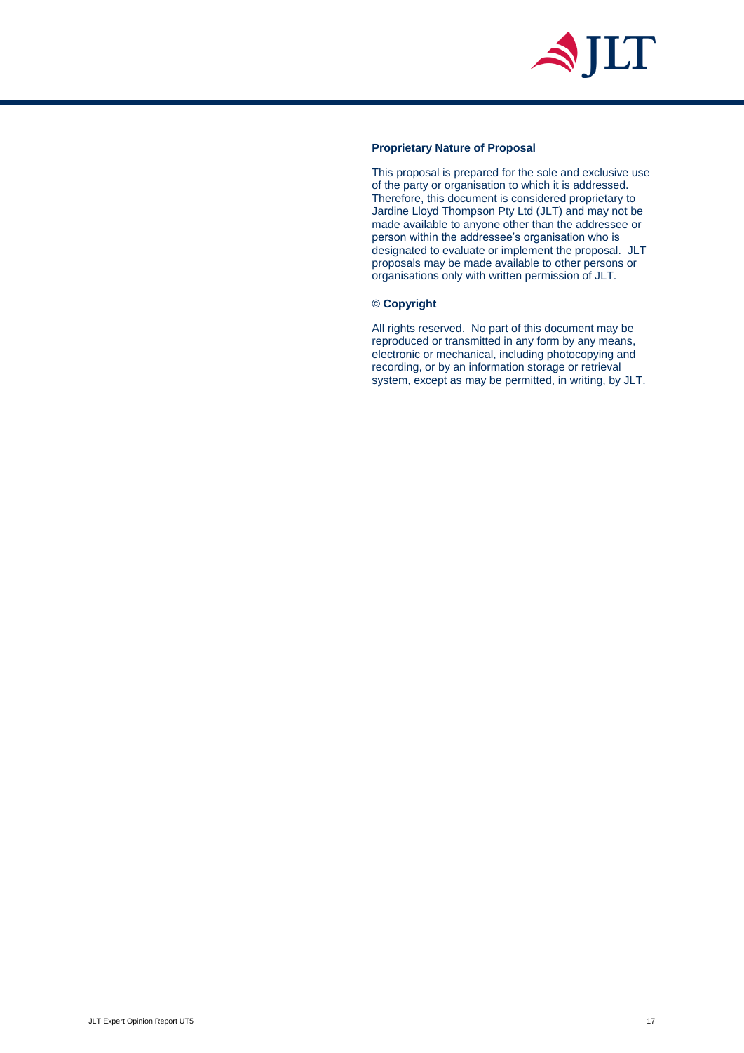**Proprietary Nature of Proposal**

This proposal is prepared for the sole and exclusive use of the party or organisation to which it is addressed. Therefore, this document is considered proprietary to Jardine Lloyd Thompson Pty Ltd (JLT) and may not be made available to anyone other than the addressee or person within the addressee's organisation who is designated to evaluate or implement the proposal. JLT proposals may be made available to other persons or organisations only with written permission of JLT.

**© Copyright**

All rights reserved. No part of this document may be reproduced or transmitted in any form by any means, electronic or mechanical, including photocopying and recording, or by an information storage or retrieval system, except as may be permitted, in writing, by JLT.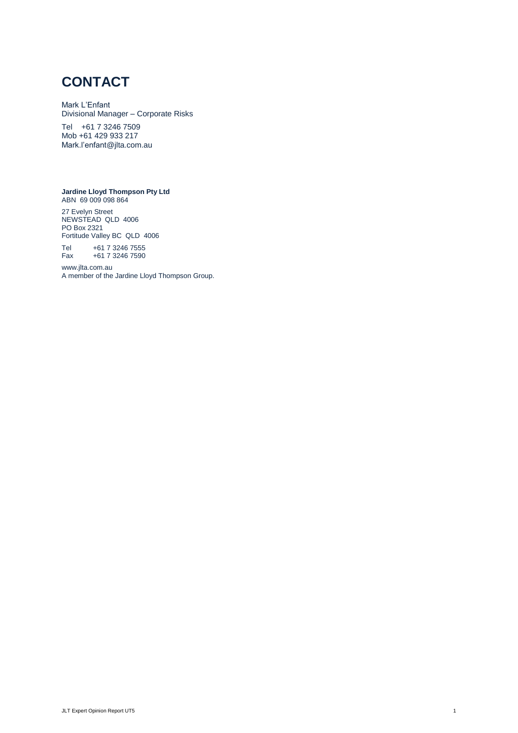# CONTACT

Mark L'Enfant
Divisional Manager – Corporate Risks

Tel +61 7 3246 7509
Mob +61 429 933 217
Mark.l'enfant@jlta.com.au

**Jardine Lloyd Thompson Pty Ltd**
ABN 69 009 098 864

27 Evelyn Street
NEWSTEAD QLD 4006
PO Box 2321
Fortitude Valley BC QLD 4006

Tel +61 7 3246 7555
Fax +61 7 3246 7590

www.jlta.com.au
A member of the Jardine Lloyd Thompson Group.